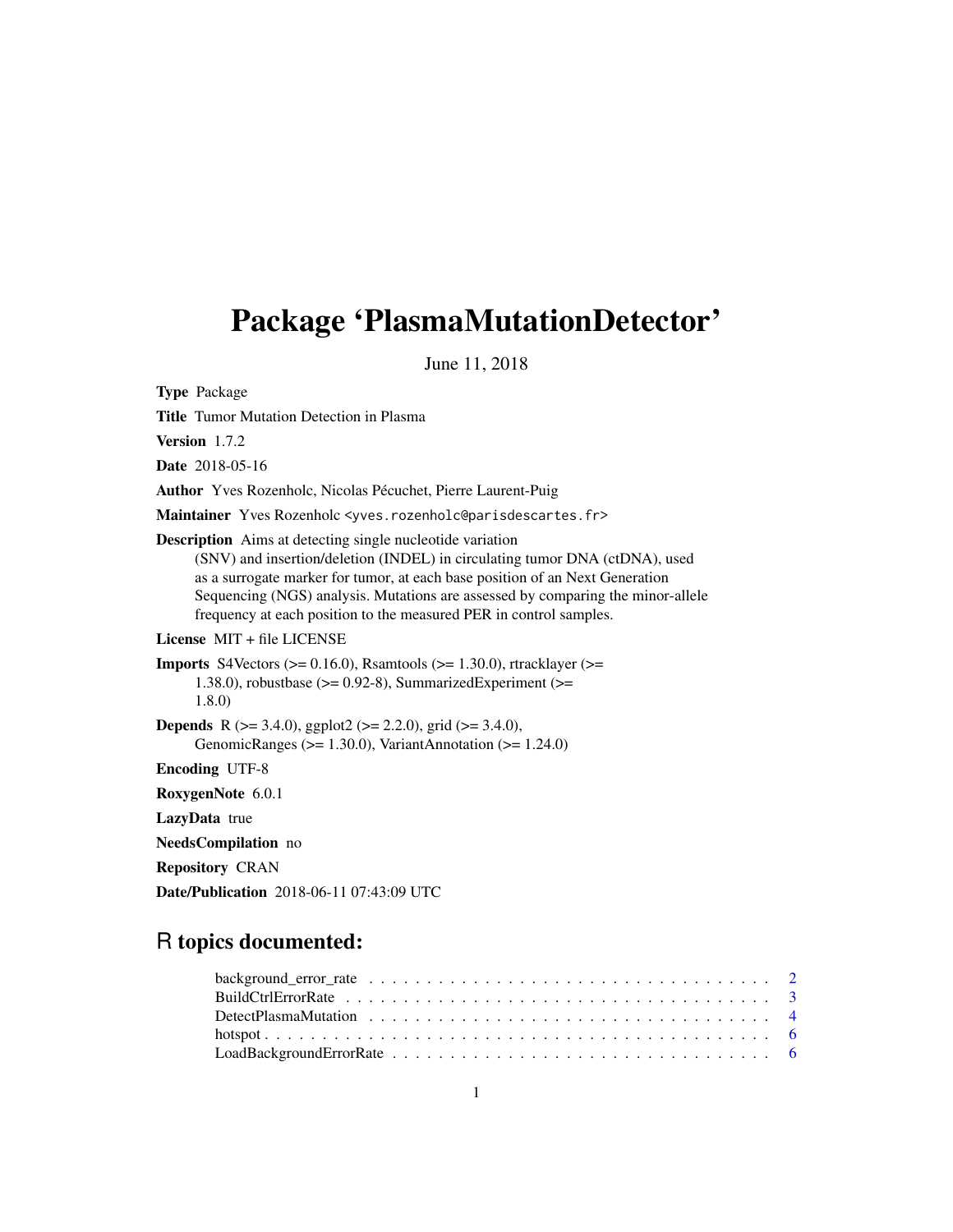# Package 'PlasmaMutationDetector'

June 11, 2018

**Type** Package

**Title** Tumor Mutation Detection in Plasma

**Version** 1.7.2

**Date** 2018-05-16

**Author** Yves Rozenholc, Nicolas Pécuchet, Pierre Laurent-Puig

**Maintainer** Yves Rozenholc <yves.rozenholc@parisdescartes.fr>

**Description** Aims at detecting single nucleotide variation (SNV) and insertion/deletion (INDEL) in circulating tumor DNA (ctDNA), used as a surrogate marker for tumor, at each base position of an Next Generation Sequencing (NGS) analysis. Mutations are assessed by comparing the minor-allele frequency at each position to the measured PER in control samples.

**License** MIT + file LICENSE

**Imports** S4Vectors (>= 0.16.0), Rsamtools (>= 1.30.0), rtracklayer (>= 1.38.0), robustbase (>= 0.92-8), SummarizedExperiment (>= 1.8.0)

**Depends** R (>= 3.4.0), ggplot2 (>= 2.2.0), grid (>= 3.4.0), GenomicRanges (>= 1.30.0), VariantAnnotation (>= 1.24.0)

**Encoding** UTF-8

**RoxygenNote** 6.0.1

**LazyData** true

**NeedsCompilation** no

**Repository** CRAN

**Date/Publication** 2018-06-11 07:43:09 UTC

## R topics documented:

background_error_rate . . . . . . . . . . . . . . . . . . . . . . . . . . . . . . . . . . 2
BuildCtrlErrorRate . . . . . . . . . . . . . . . . . . . . . . . . . . . . . . . . . . . . 3
DetectPlasmaMutation . . . . . . . . . . . . . . . . . . . . . . . . . . . . . . . . . . 4
hotspot . . . . . . . . . . . . . . . . . . . . . . . . . . . . . . . . . . . . . . . . . . . 6
LoadBackgroundErrorRate . . . . . . . . . . . . . . . . . . . . . . . . . . . . . . . . 6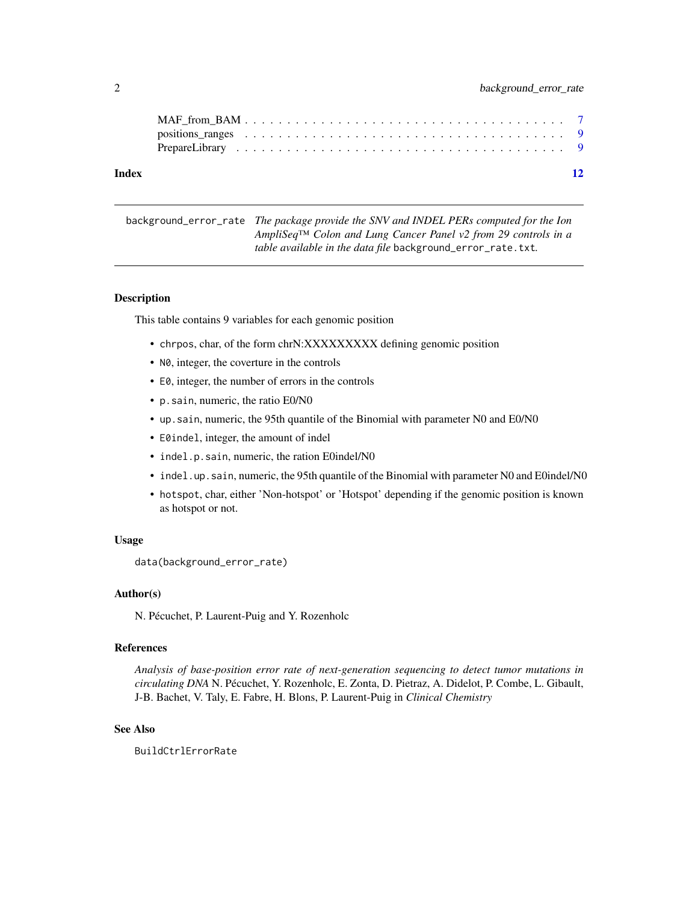| | |
|---|---|
| MAF_from_BAM | 7 |
| positions_ranges | 9 |
| PrepareLibrary | 9 |

**Index** 12

---

`background_error_rate` *The package provide the SNV and INDEL PERs computed for the Ion AmpliSeq™ Colon and Lung Cancer Panel v2 from 29 controls in a table available in the data file* `background_error_rate.txt`*.*

---

## Description

This table contains 9 variables for each genomic position

- `chrpos`, char, of the form chrN:XXXXXXXXX defining genomic position
- `N0`, integer, the coverture in the controls
- `E0`, integer, the number of errors in the controls
- `p.sain`, numeric, the ratio E0/N0
- `up.sain`, numeric, the 95th quantile of the Binomial with parameter N0 and E0/N0
- `E0indel`, integer, the amount of indel
- `indel.p.sain`, numeric, the ration E0indel/N0
- `indel.up.sain`, numeric, the 95th quantile of the Binomial with parameter N0 and E0indel/N0
- `hotspot`, char, either 'Non-hotspot' or 'Hotspot' depending if the genomic position is known as hotspot or not.

## Usage

```
data(background_error_rate)
```

## Author(s)

N. Pécuchet, P. Laurent-Puig and Y. Rozenholc

## References

*Analysis of base-position error rate of next-generation sequencing to detect tumor mutations in circulating DNA* N. Pécuchet, Y. Rozenholc, E. Zonta, D. Pietraz, A. Didelot, P. Combe, L. Gibault, J-B. Bachet, V. Taly, E. Fabre, H. Blons, P. Laurent-Puig in *Clinical Chemistry*

## See Also

`BuildCtrlErrorRate`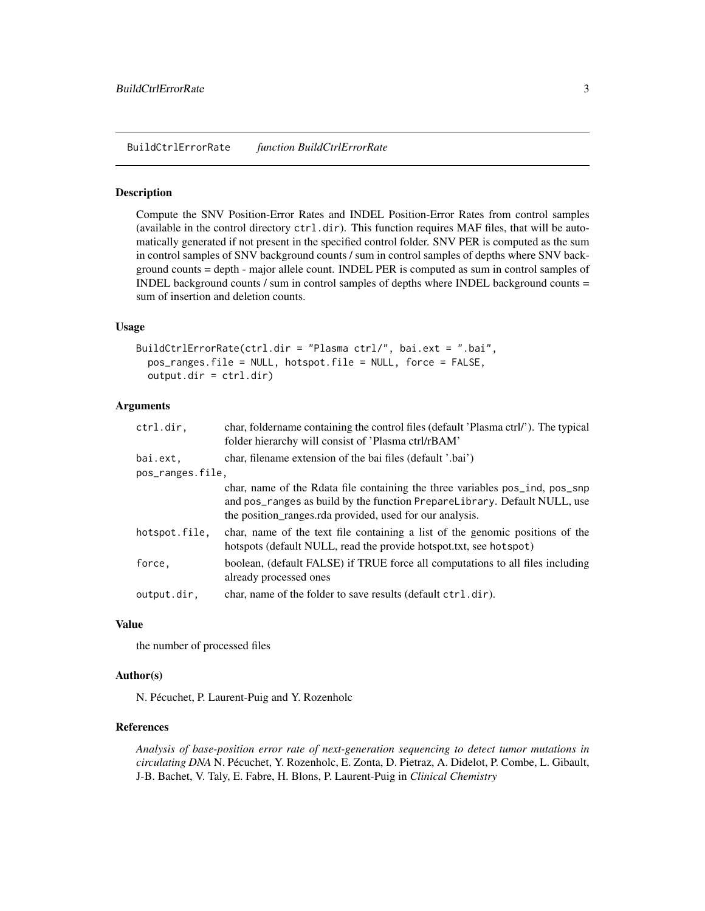## BuildCtrlErrorRate *function BuildCtrlErrorRate*

### Description

Compute the SNV Position-Error Rates and INDEL Position-Error Rates from control samples (available in the control directory `ctrl.dir`). This function requires MAF files, that will be automatically generated if not present in the specified control folder. SNV PER is computed as the sum in control samples of SNV background counts / sum in control samples of depths where SNV background counts = depth - major allele count. INDEL PER is computed as sum in control samples of INDEL background counts / sum in control samples of depths where INDEL background counts = sum of insertion and deletion counts.

### Usage

```
BuildCtrlErrorRate(ctrl.dir = "Plasma ctrl/", bai.ext = ".bai",
  pos_ranges.file = NULL, hotspot.file = NULL, force = FALSE,
  output.dir = ctrl.dir)
```

### Arguments

| | |
|---|---|
| `ctrl.dir,` | char, foldername containing the control files (default 'Plasma ctrl/'). The typical folder hierarchy will consist of 'Plasma ctrl/rBAM' |
| `bai.ext,` | char, filename extension of the bai files (default '.bai') |
| `pos_ranges.file,` | char, name of the Rdata file containing the three variables `pos_ind`, `pos_snp` and `pos_ranges` as build by the function `PrepareLibrary`. Default NULL, use the position_ranges.rda provided, used for our analysis. |
| `hotspot.file,` | char, name of the text file containing a list of the genomic positions of the hotspots (default NULL, read the provide hotspot.txt, see `hotspot`) |
| `force,` | boolean, (default FALSE) if TRUE force all computations to all files including already processed ones |
| `output.dir,` | char, name of the folder to save results (default `ctrl.dir`). |

### Value

the number of processed files

### Author(s)

N. Pécuchet, P. Laurent-Puig and Y. Rozenholc

### References

*Analysis of base-position error rate of next-generation sequencing to detect tumor mutations in circulating DNA* N. Pécuchet, Y. Rozenholc, E. Zonta, D. Pietraz, A. Didelot, P. Combe, L. Gibault, J-B. Bachet, V. Taly, E. Fabre, H. Blons, P. Laurent-Puig in *Clinical Chemistry*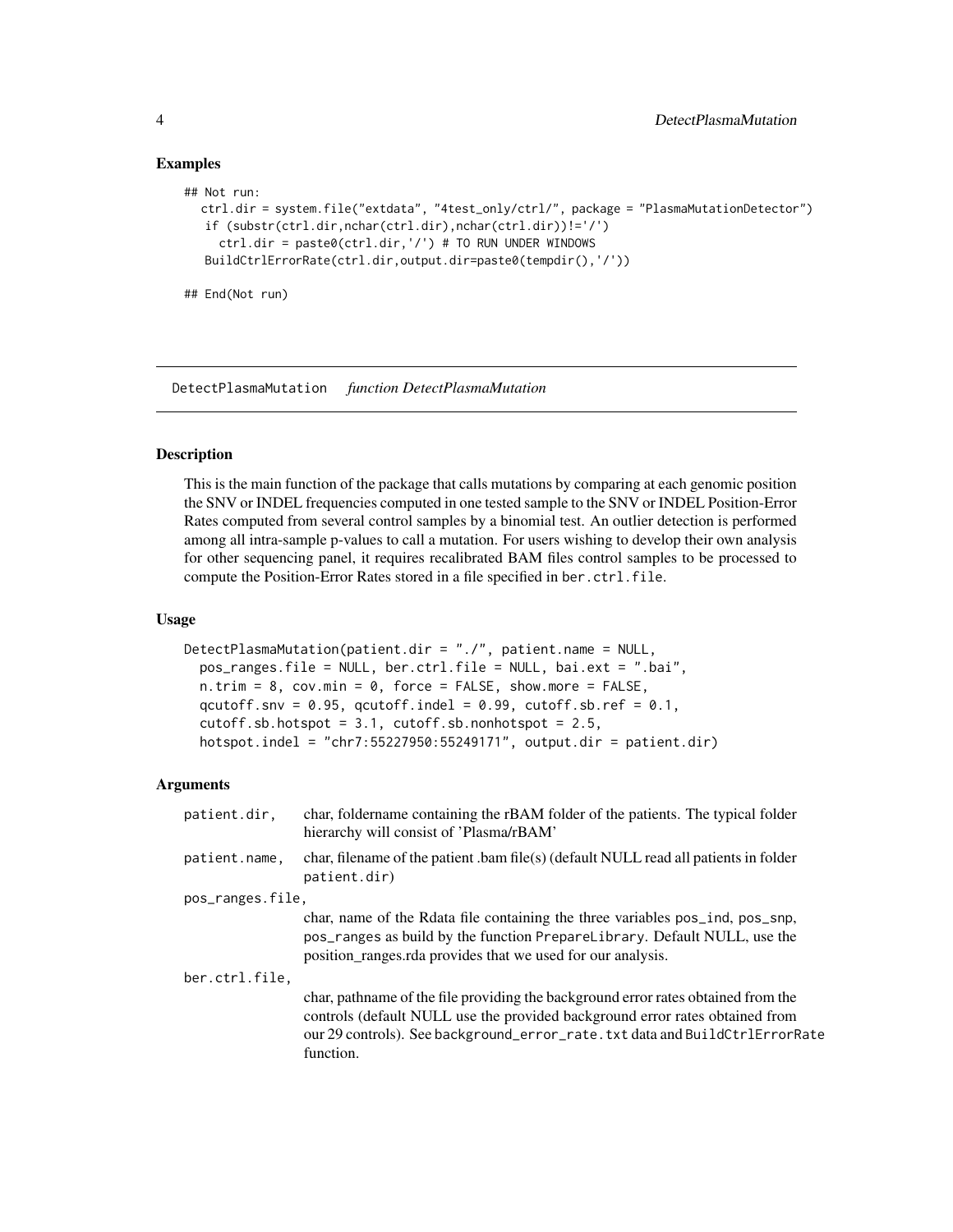### Examples

```
## Not run:
  ctrl.dir = system.file("extdata", "4test_only/ctrl/", package = "PlasmaMutationDetector")
   if (substr(ctrl.dir,nchar(ctrl.dir),nchar(ctrl.dir))!='/')
     ctrl.dir = paste0(ctrl.dir,'/') # TO RUN UNDER WINDOWS
   BuildCtrlErrorRate(ctrl.dir,output.dir=paste0(tempdir(),'/'))

## End(Not run)
```

---

## DetectPlasmaMutation    *function DetectPlasmaMutation*

---

### Description

This is the main function of the package that calls mutations by comparing at each genomic position the SNV or INDEL frequencies computed in one tested sample to the SNV or INDEL Position-Error Rates computed from several control samples by a binomial test. An outlier detection is performed among all intra-sample p-values to call a mutation. For users wishing to develop their own analysis for other sequencing panel, it requires recalibrated BAM files control samples to be processed to compute the Position-Error Rates stored in a file specified in `ber.ctrl.file`.

### Usage

```
DetectPlasmaMutation(patient.dir = "./", patient.name = NULL,
  pos_ranges.file = NULL, ber.ctrl.file = NULL, bai.ext = ".bai",
  n.trim = 8, cov.min = 0, force = FALSE, show.more = FALSE,
  qcutoff.snv = 0.95, qcutoff.indel = 0.99, cutoff.sb.ref = 0.1,
  cutoff.sb.hotspot = 3.1, cutoff.sb.nonhotspot = 2.5,
  hotspot.indel = "chr7:55227950:55249171", output.dir = patient.dir)
```

### Arguments

`patient.dir,` char, foldername containing the rBAM folder of the patients. The typical folder hierarchy will consist of 'Plasma/rBAM'

`patient.name,` char, filename of the patient .bam file(s) (default NULL read all patients in folder `patient.dir`)

`pos_ranges.file,`
char, name of the Rdata file containing the three variables `pos_ind`, `pos_snp`, `pos_ranges` as build by the function `PrepareLibrary`. Default NULL, use the position_ranges.rda provides that we used for our analysis.

`ber.ctrl.file,`
char, pathname of the file providing the background error rates obtained from the controls (default NULL use the provided background error rates obtained from our 29 controls). See `background_error_rate.txt` data and `BuildCtrlErrorRate` function.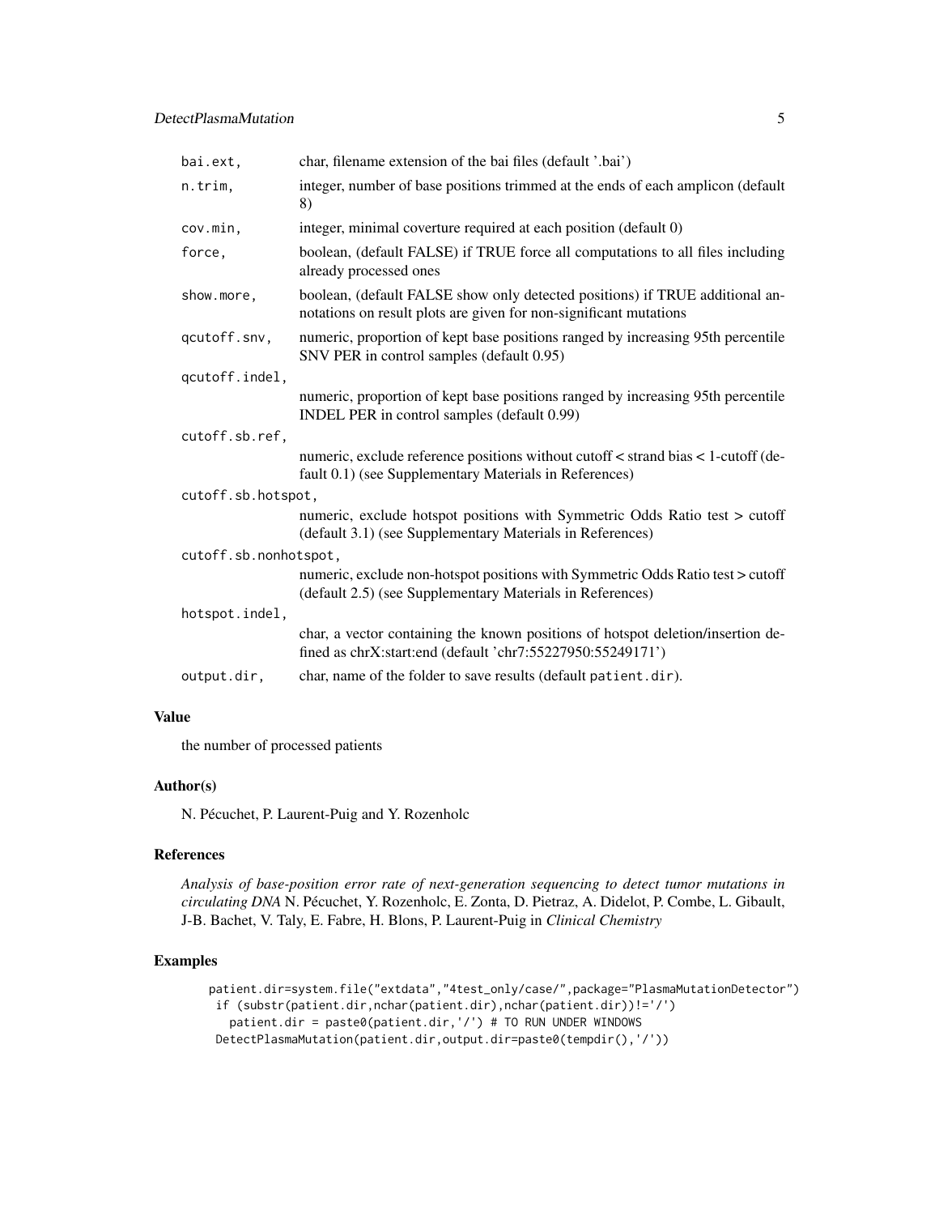| | |
|---|---|
| `bai.ext,` | char, filename extension of the bai files (default '.bai') |
| `n.trim,` | integer, number of base positions trimmed at the ends of each amplicon (default 8) |
| `cov.min,` | integer, minimal coverture required at each position (default 0) |
| `force,` | boolean, (default FALSE) if TRUE force all computations to all files including already processed ones |
| `show.more,` | boolean, (default FALSE show only detected positions) if TRUE additional annotations on result plots are given for non-significant mutations |
| `qcutoff.snv,` | numeric, proportion of kept base positions ranged by increasing 95th percentile SNV PER in control samples (default 0.95) |
| `qcutoff.indel,` | numeric, proportion of kept base positions ranged by increasing 95th percentile INDEL PER in control samples (default 0.99) |
| `cutoff.sb.ref,` | numeric, exclude reference positions without cutoff < strand bias < 1-cutoff (default 0.1) (see Supplementary Materials in References) |
| `cutoff.sb.hotspot,` | numeric, exclude hotspot positions with Symmetric Odds Ratio test > cutoff (default 3.1) (see Supplementary Materials in References) |
| `cutoff.sb.nonhotspot,` | numeric, exclude non-hotspot positions with Symmetric Odds Ratio test > cutoff (default 2.5) (see Supplementary Materials in References) |
| `hotspot.indel,` | char, a vector containing the known positions of hotspot deletion/insertion defined as chrX:start:end (default 'chr7:55227950:55249171') |
| `output.dir,` | char, name of the folder to save results (default `patient.dir`). |

## Value

the number of processed patients

## Author(s)

N. Pécuchet, P. Laurent-Puig and Y. Rozenholc

## References

*Analysis of base-position error rate of next-generation sequencing to detect tumor mutations in circulating DNA* N. Pécuchet, Y. Rozenholc, E. Zonta, D. Pietraz, A. Didelot, P. Combe, L. Gibault, J-B. Bachet, V. Taly, E. Fabre, H. Blons, P. Laurent-Puig in *Clinical Chemistry*

## Examples

```
patient.dir=system.file("extdata","4test_only/case/",package="PlasmaMutationDetector")
 if (substr(patient.dir,nchar(patient.dir),nchar(patient.dir))!='/')
   patient.dir = paste0(patient.dir,'/') # TO RUN UNDER WINDOWS
 DetectPlasmaMutation(patient.dir,output.dir=paste0(tempdir(),'/'))
```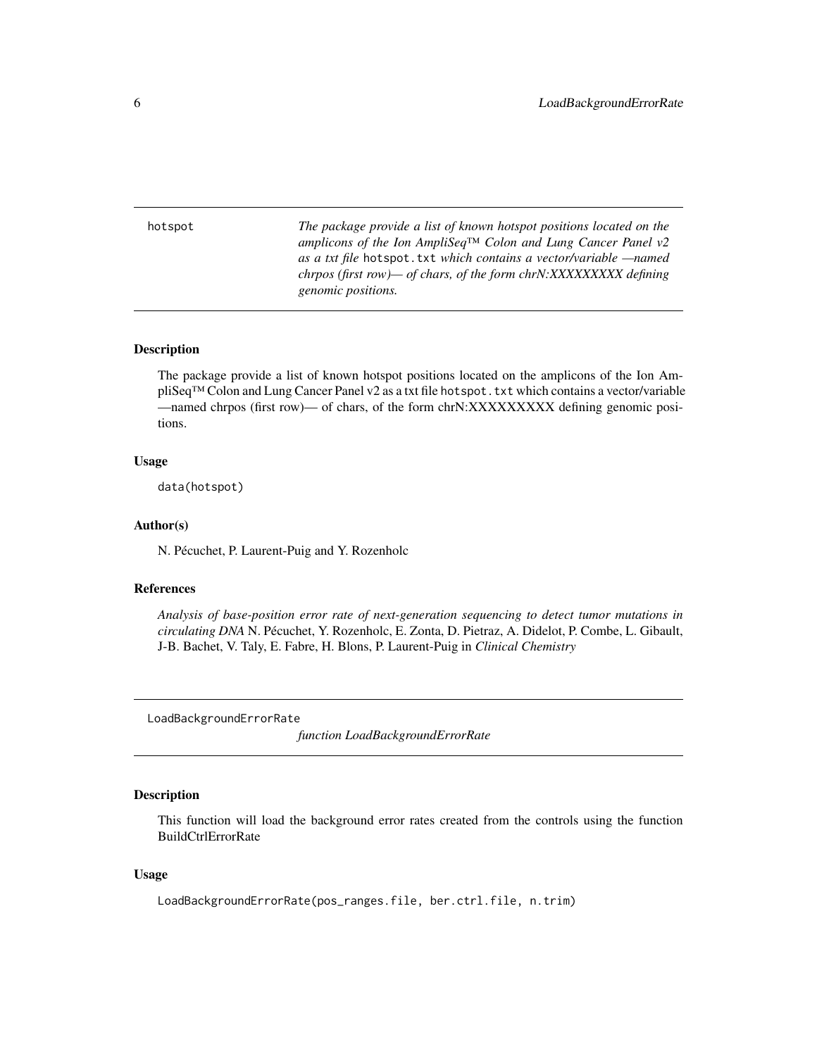## hotspot

*The package provide a list of known hotspot positions located on the amplicons of the Ion AmpliSeq™ Colon and Lung Cancer Panel v2 as a txt file* `hotspot.txt` *which contains a vector/variable —named chrpos (first row)— of chars, of the form chrN:XXXXXXXXX defining genomic positions.*

### Description

The package provide a list of known hotspot positions located on the amplicons of the Ion AmpliSeq™ Colon and Lung Cancer Panel v2 as a txt file `hotspot.txt` which contains a vector/variable —named chrpos (first row)— of chars, of the form chrN:XXXXXXXXX defining genomic positions.

### Usage

```
data(hotspot)
```

### Author(s)

N. Pécuchet, P. Laurent-Puig and Y. Rozenholc

### References

*Analysis of base-position error rate of next-generation sequencing to detect tumor mutations in circulating DNA* N. Pécuchet, Y. Rozenholc, E. Zonta, D. Pietraz, A. Didelot, P. Combe, L. Gibault, J-B. Bachet, V. Taly, E. Fabre, H. Blons, P. Laurent-Puig in *Clinical Chemistry*

## LoadBackgroundErrorRate

*function LoadBackgroundErrorRate*

### Description

This function will load the background error rates created from the controls using the function BuildCtrlErrorRate

### Usage

```
LoadBackgroundErrorRate(pos_ranges.file, ber.ctrl.file, n.trim)
```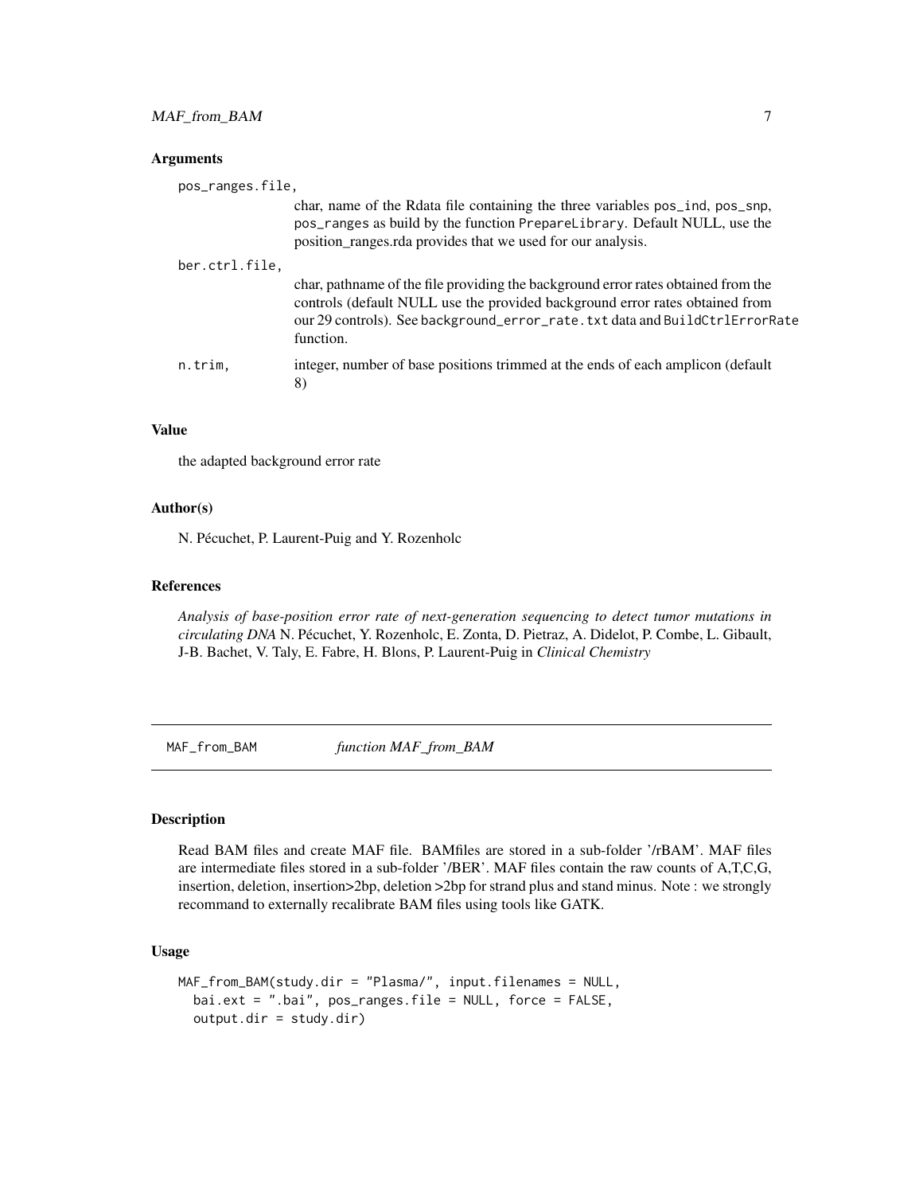### Arguments

pos_ranges.file,
: char, name of the Rdata file containing the three variables `pos_ind`, `pos_snp`, `pos_ranges` as build by the function `PrepareLibrary`. Default NULL, use the position_ranges.rda provides that we used for our analysis.

ber.ctrl.file,
: char, pathname of the file providing the background error rates obtained from the controls (default NULL use the provided background error rates obtained from our 29 controls). See `background_error_rate.txt` data and `BuildCtrlErrorRate` function.

n.trim,
: integer, number of base positions trimmed at the ends of each amplicon (default 8)

### Value

the adapted background error rate

### Author(s)

N. Pécuchet, P. Laurent-Puig and Y. Rozenholc

### References

*Analysis of base-position error rate of next-generation sequencing to detect tumor mutations in circulating DNA* N. Pécuchet, Y. Rozenholc, E. Zonta, D. Pietraz, A. Didelot, P. Combe, L. Gibault, J-B. Bachet, V. Taly, E. Fabre, H. Blons, P. Laurent-Puig in *Clinical Chemistry*

---

## MAF_from_BAM    *function MAF_from_BAM*

### Description

Read BAM files and create MAF file. BAMfiles are stored in a sub-folder '/rBAM'. MAF files are intermediate files stored in a sub-folder '/BER'. MAF files contain the raw counts of A,T,C,G, insertion, deletion, insertion>2bp, deletion >2bp for strand plus and stand minus. Note : we strongly recommand to externally recalibrate BAM files using tools like GATK.

### Usage

```
MAF_from_BAM(study.dir = "Plasma/", input.filenames = NULL,
  bai.ext = ".bai", pos_ranges.file = NULL, force = FALSE,
  output.dir = study.dir)
```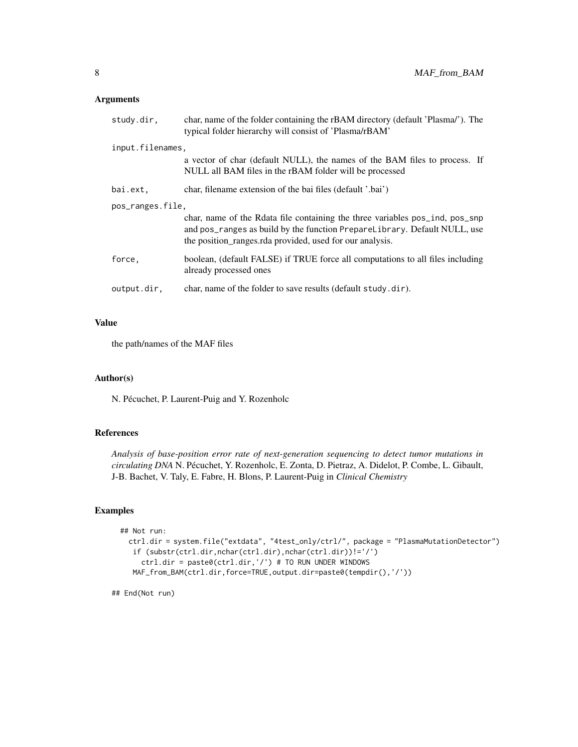### Arguments

| | |
|---|---|
| `study.dir,` | char, name of the folder containing the rBAM directory (default 'Plasma/'). The typical folder hierarchy will consist of 'Plasma/rBAM' |
| `input.filenames,` | a vector of char (default NULL), the names of the BAM files to process. If NULL all BAM files in the rBAM folder will be processed |
| `bai.ext,` | char, filename extension of the bai files (default '.bai') |
| `pos_ranges.file,` | char, name of the Rdata file containing the three variables `pos_ind`, `pos_snp` and `pos_ranges` as build by the function `PrepareLibrary`. Default NULL, use the position_ranges.rda provided, used for our analysis. |
| `force,` | boolean, (default FALSE) if TRUE force all computations to all files including already processed ones |
| `output.dir,` | char, name of the folder to save results (default `study.dir`). |

### Value

the path/names of the MAF files

### Author(s)

N. Pécuchet, P. Laurent-Puig and Y. Rozenholc

### References

*Analysis of base-position error rate of next-generation sequencing to detect tumor mutations in circulating DNA* N. Pécuchet, Y. Rozenholc, E. Zonta, D. Pietraz, A. Didelot, P. Combe, L. Gibault, J-B. Bachet, V. Taly, E. Fabre, H. Blons, P. Laurent-Puig in *Clinical Chemistry*

### Examples

```
## Not run:
  ctrl.dir = system.file("extdata", "4test_only/ctrl/", package = "PlasmaMutationDetector")
   if (substr(ctrl.dir,nchar(ctrl.dir),nchar(ctrl.dir))!='/')
     ctrl.dir = paste0(ctrl.dir,'/') # TO RUN UNDER WINDOWS
   MAF_from_BAM(ctrl.dir,force=TRUE,output.dir=paste0(tempdir(),'/'))

## End(Not run)
```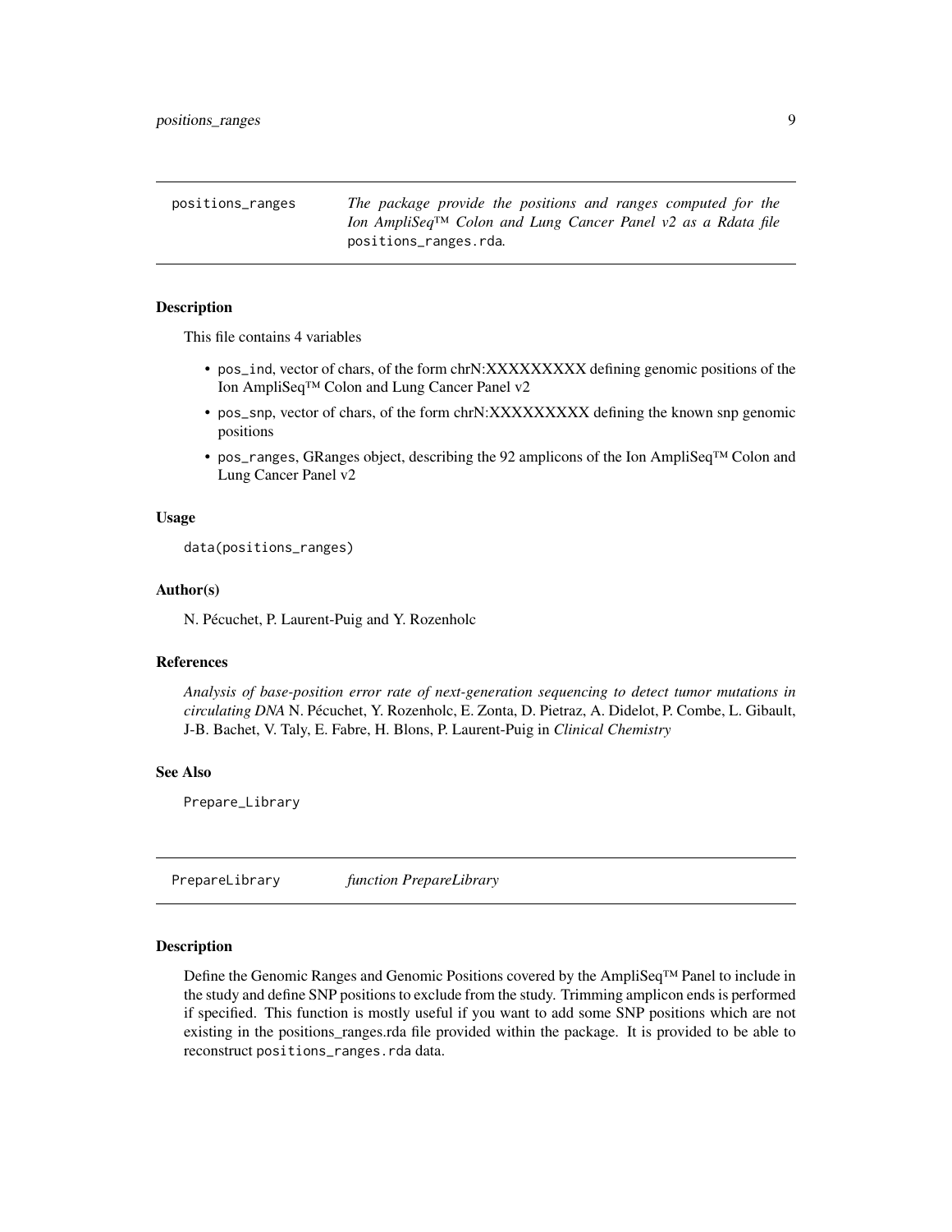## positions_ranges

*The package provide the positions and ranges computed for the Ion AmpliSeq™ Colon and Lung Cancer Panel v2 as a Rdata file* `positions_ranges.rda`.

### Description

This file contains 4 variables

- `pos_ind`, vector of chars, of the form chrN:XXXXXXXXX defining genomic positions of the Ion AmpliSeq™ Colon and Lung Cancer Panel v2
- `pos_snp`, vector of chars, of the form chrN:XXXXXXXXX defining the known snp genomic positions
- `pos_ranges`, GRanges object, describing the 92 amplicons of the Ion AmpliSeq™ Colon and Lung Cancer Panel v2

### Usage

```
data(positions_ranges)
```

### Author(s)

N. Pécuchet, P. Laurent-Puig and Y. Rozenholc

### References

*Analysis of base-position error rate of next-generation sequencing to detect tumor mutations in circulating DNA* N. Pécuchet, Y. Rozenholc, E. Zonta, D. Pietraz, A. Didelot, P. Combe, L. Gibault, J-B. Bachet, V. Taly, E. Fabre, H. Blons, P. Laurent-Puig in *Clinical Chemistry*

### See Also

`Prepare_Library`

## PrepareLibrary

*function PrepareLibrary*

### Description

Define the Genomic Ranges and Genomic Positions covered by the AmpliSeq™ Panel to include in the study and define SNP positions to exclude from the study. Trimming amplicon ends is performed if specified. This function is mostly useful if you want to add some SNP positions which are not existing in the positions_ranges.rda file provided within the package. It is provided to be able to reconstruct `positions_ranges.rda` data.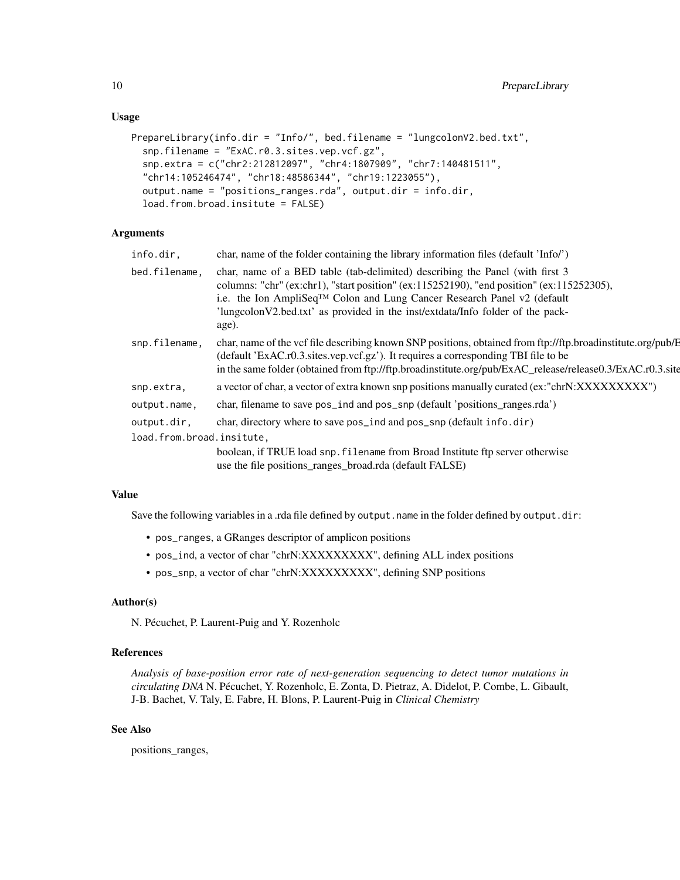## Usage

```
PrepareLibrary(info.dir = "Info/", bed.filename = "lungcolonV2.bed.txt",
  snp.filename = "ExAC.r0.3.sites.vep.vcf.gz",
  snp.extra = c("chr2:212812097", "chr4:1807909", "chr7:140481511",
  "chr14:105246474", "chr18:48586344", "chr19:1223055"),
  output.name = "positions_ranges.rda", output.dir = info.dir,
  load.from.broad.insitute = FALSE)
```

## Arguments

| | |
|---|---|
| `info.dir,` | char, name of the folder containing the library information files (default 'Info/') |
| `bed.filename,` | char, name of a BED table (tab-delimited) describing the Panel (with first 3 columns: "chr" (ex:chr1), "start position" (ex:115252190), "end position" (ex:115252305), i.e. the Ion AmpliSeq™ Colon and Lung Cancer Research Panel v2 (default 'lungcolonV2.bed.txt' as provided in the inst/extdata/Info folder of the package). |
| `snp.filename,` | char, name of the vcf file describing known SNP positions, obtained from ftp://ftp.broadinstitute.org/pub/E (default 'ExAC.r0.3.sites.vep.vcf.gz'). It requires a corresponding TBI file to be in the same folder (obtained from ftp://ftp.broadinstitute.org/pub/ExAC_release/release0.3/ExAC.r0.3.site |
| `snp.extra,` | a vector of char, a vector of extra known snp positions manually curated (ex:"chrN:XXXXXXXXX") |
| `output.name,` | char, filename to save `pos_ind` and `pos_snp` (default 'positions_ranges.rda') |
| `output.dir,` | char, directory where to save `pos_ind` and `pos_snp` (default `info.dir`) |
| `load.from.broad.insitute,` | boolean, if TRUE load `snp.filename` from Broad Institute ftp server otherwise use the file positions_ranges_broad.rda (default FALSE) |

## Value

Save the following variables in a .rda file defined by `output.name` in the folder defined by `output.dir`:

- `pos_ranges`, a GRanges descriptor of amplicon positions
- `pos_ind`, a vector of char "chrN:XXXXXXXXX", defining ALL index positions
- `pos_snp`, a vector of char "chrN:XXXXXXXXX", defining SNP positions

## Author(s)

N. Pécuchet, P. Laurent-Puig and Y. Rozenholc

## References

*Analysis of base-position error rate of next-generation sequencing to detect tumor mutations in circulating DNA* N. Pécuchet, Y. Rozenholc, E. Zonta, D. Pietraz, A. Didelot, P. Combe, L. Gibault, J-B. Bachet, V. Taly, E. Fabre, H. Blons, P. Laurent-Puig in *Clinical Chemistry*

## See Also

positions_ranges,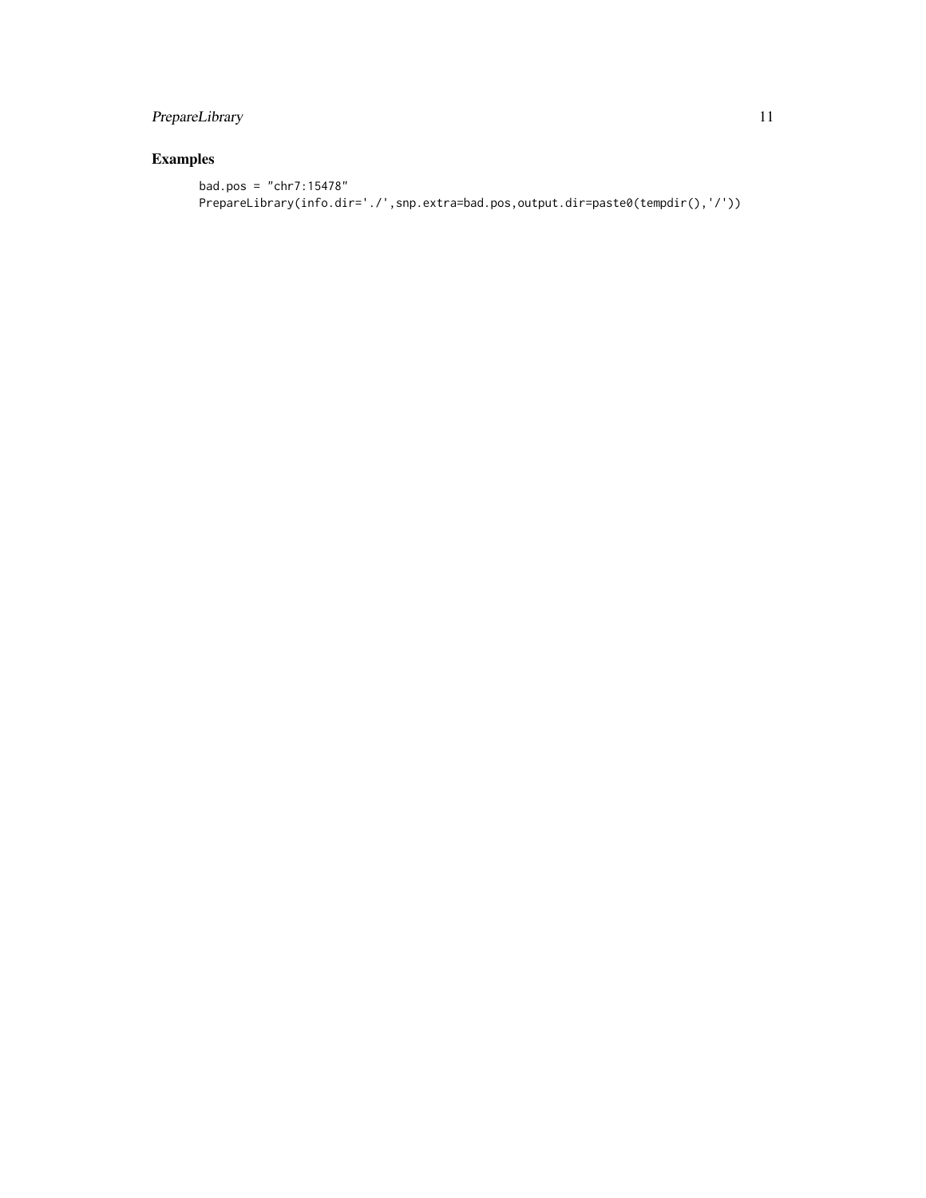## Examples

```
bad.pos = "chr7:15478"
PrepareLibrary(info.dir='./',snp.extra=bad.pos,output.dir=paste0(tempdir(),'/'))
```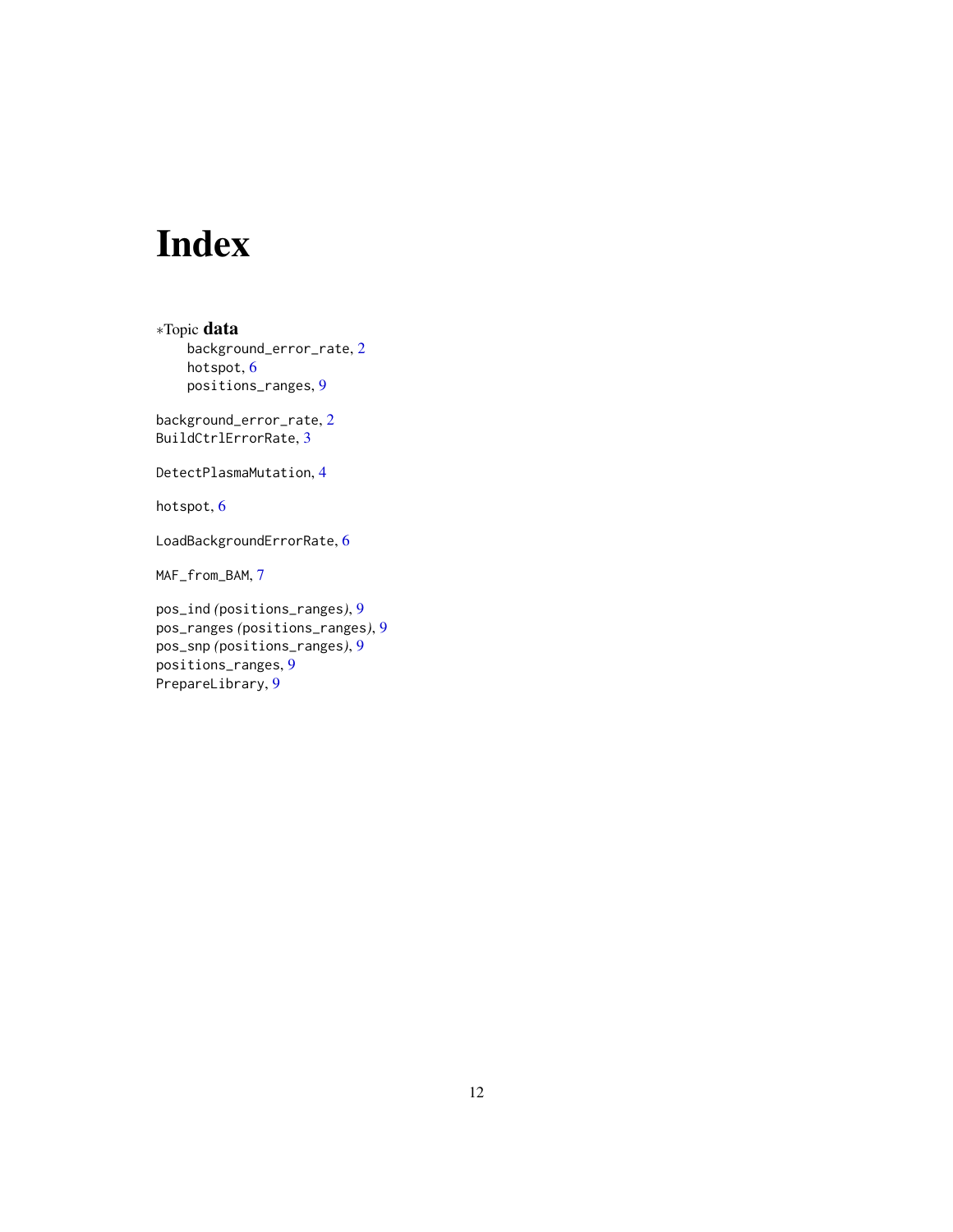# Index

∗Topic **data**
- background_error_rate, 2
- hotspot, 6
- positions_ranges, 9

background_error_rate, 2
BuildCtrlErrorRate, 3

DetectPlasmaMutation, 4

hotspot, 6

LoadBackgroundErrorRate, 6

MAF_from_BAM, 7

pos_ind *(*positions_ranges*)*, 9
pos_ranges *(*positions_ranges*)*, 9
pos_snp *(*positions_ranges*)*, 9
positions_ranges, 9
PrepareLibrary, 9